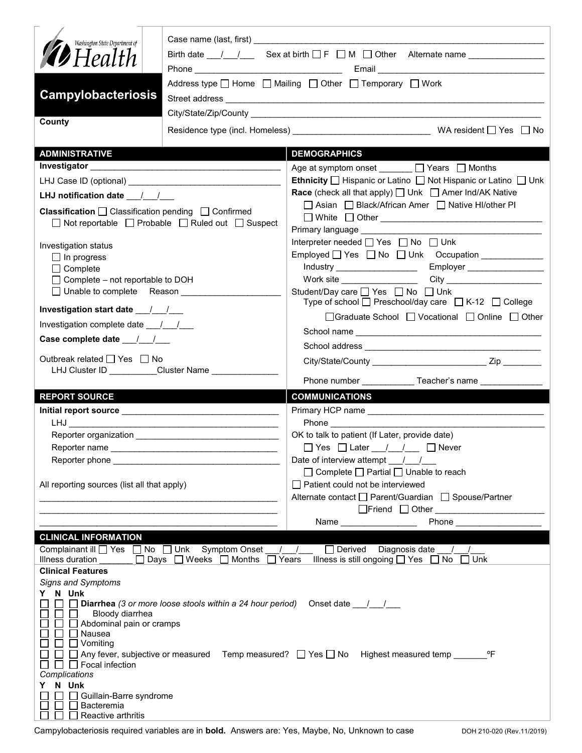Washington State Department of Health

# Campylobacteriosis

**County**

Case name (last, first) ___________________________

Birth date ___/___/___ Sex at birth ☐ F ☐ M ☐ Other Alternate name ___________

Phone ___________________ Email ___________________

Address type ☐ Home ☐ Mailing ☐ Other ☐ Temporary ☐ Work

Street address ___________________________

City/State/Zip/County ___________________________

Residence type (incl. Homeless) ___________________ WA resident ☐ Yes ☐ No

## ADMINISTRATIVE

**Investigator** ___________________

LHJ Case ID (optional) ___________________

**LHJ notification date** ___/___/___

**Classification** ☐ Classification pending ☐ Confirmed ☐ Not reportable ☐ Probable ☐ Ruled out ☐ Suspect

Investigation status
- ☐ In progress
- ☐ Complete
- ☐ Complete – not reportable to DOH
- ☐ Unable to complete Reason ___________

**Investigation start date** ___/___/___

Investigation complete date ___/___/___

**Case complete date** ___/___/___

Outbreak related ☐ Yes ☐ No
LHJ Cluster ID _________ Cluster Name ___________

## DEMOGRAPHICS

Age at symptom onset _______ ☐ Years ☐ Months

**Ethnicity** ☐ Hispanic or Latino ☐ Not Hispanic or Latino ☐ Unk

**Race** (check all that apply) ☐ Unk ☐ Amer Ind/AK Native ☐ Asian ☐ Black/African Amer ☐ Native HI/other PI ☐ White ☐ Other ___________

Primary language ___________________

Interpreter needed ☐ Yes ☐ No ☐ Unk

Employed ☐ Yes ☐ No ☐ Unk Occupation ___________
Industry ___________ Employer ___________
Work site ___________ City ___________

Student/Day care ☐ Yes ☐ No ☐ Unk
Type of school ☐ Preschool/day care ☐ K-12 ☐ College ☐ Graduate School ☐ Vocational ☐ Online ☐ Other
School name ___________________
School address ___________________
City/State/County ___________________ Zip ________
Phone number ___________ Teacher's name ___________

## REPORT SOURCE

**Initial report source** ___________________
LHJ ___________________
Reporter organization ___________________
Reporter name ___________________
Reporter phone ___________________

All reporting sources (list all that apply)
___________________
___________________
___________________

## COMMUNICATIONS

Primary HCP name ___________________
Phone ___________________

OK to talk to patient (If Later, provide date)
☐ Yes ☐ Later ___/___/___ ☐ Never

Date of interview attempt ___/___/___
☐ Complete ☐ Partial ☐ Unable to reach

☐ Patient could not be interviewed

Alternate contact ☐ Parent/Guardian ☐ Spouse/Partner ☐ Friend ☐ Other ___________
Name ___________ Phone ___________

## CLINICAL INFORMATION

Complainant ill ☐ Yes ☐ No ☐ Unk Symptom Onset ___/___/___ ☐ Derived Diagnosis date ___/___/___

Illness duration _______ ☐ Days ☐ Weeks ☐ Months ☐ Years Illness is still ongoing ☐ Yes ☐ No ☐ Unk

**Clinical Features**

*Signs and Symptoms*

**Y N Unk**
- ☐ ☐ ☐ **Diarrhea** *(3 or more loose stools within a 24 hour period)* Onset date ___/___/___
- ☐ ☐ ☐ Bloody diarrhea
- ☐ ☐ ☐ Abdominal pain or cramps
- ☐ ☐ ☐ Nausea
- ☐ ☐ ☐ Vomiting
- ☐ ☐ ☐ Any fever, subjective or measured Temp measured? ☐ Yes ☐ No Highest measured temp _______ ºF
- ☐ ☐ ☐ Focal infection

*Complications*

**Y N Unk**
- ☐ ☐ ☐ Guillain-Barre syndrome
- ☐ ☐ ☐ Bacteremia
- ☐ ☐ ☐ Reactive arthritis

Campylobacteriosis required variables are in **bold**. Answers are: Yes, Maybe, No, Unknown to case

DOH 210-020 (Rev.11/2019)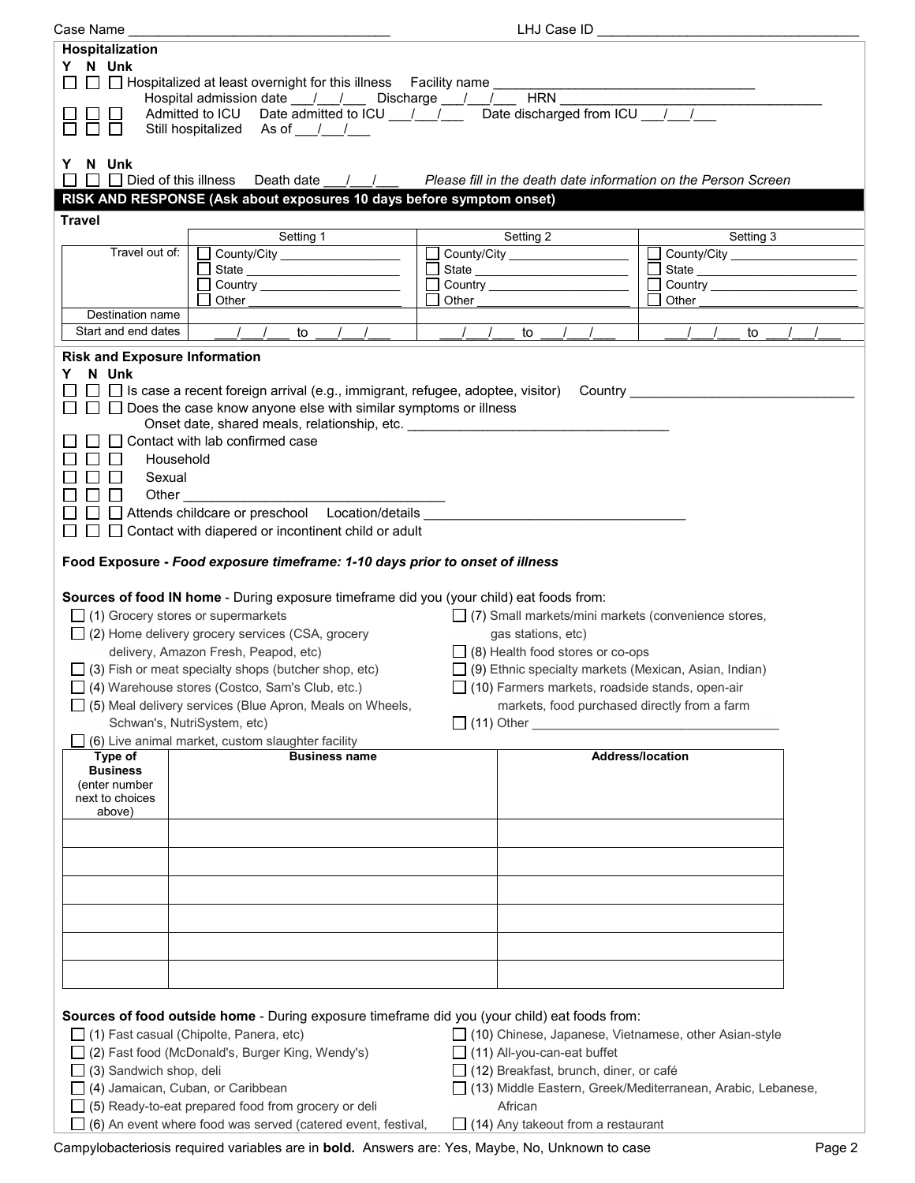Case Name ___________________________________ LHJ Case ID ___________________________________

**Hospitalization**

**Y N Unk**

☐ ☐ ☐ **Hospitalized at least overnight for this illness** Facility name ___________________________________
Hospital admission date ___/___/___ Discharge ___/___/___ HRN ___________________________________

☐ ☐ ☐ Admitted to ICU Date admitted to ICU ___/___/___ Date discharged from ICU ___/___/___

☐ ☐ ☐ Still hospitalized As of ___/___/___

**Y N Unk**

☐ ☐ ☐ **Died of this illness** Death date ___/___/___ *Please fill in the death date information on the Person Screen*

## RISK AND RESPONSE (Ask about exposures 10 days before symptom onset)

**Travel**

| | Setting 1 | Setting 2 | Setting 3 |
|---|---|---|---|
| Travel out of: | ☐ County/City ___ ☐ State ___ ☐ Country ___ ☐ Other ___ | ☐ County/City ___ ☐ State ___ ☐ Country ___ ☐ Other ___ | ☐ County/City ___ ☐ State ___ ☐ Country ___ ☐ Other ___ |
| Destination name | | | |
| Start and end dates | ___/___/___ to ___/___/___ | ___/___/___ to ___/___/___ | ___/___/___ to ___/___/___ |

**Risk and Exposure Information**

**Y N Unk**

☐ ☐ ☐ Is case a recent foreign arrival (e.g., immigrant, refugee, adoptee, visitor) Country ___________________________________

☐ ☐ ☐ Does the case know anyone else with similar symptoms or illness
Onset date, shared meals, relationship, etc. ___________________________________

☐ ☐ ☐ Contact with lab confirmed case

☐ ☐ ☐ Household

☐ ☐ ☐ Sexual

☐ ☐ ☐ Other ___________________________________

☐ ☐ ☐ Attends childcare or preschool Location/details ___________________________________

☐ ☐ ☐ Contact with diapered or incontinent child or adult

**Food Exposure** - ***Food exposure timeframe: 1-10 days prior to onset of illness***

**Sources of food IN home** - During exposure timeframe did you (your child) eat foods from:

- ☐ (1) Grocery stores or supermarkets
- ☐ (2) Home delivery grocery services (CSA, grocery delivery, Amazon Fresh, Peapod, etc)
- ☐ (3) Fish or meat specialty shops (butcher shop, etc)
- ☐ (4) Warehouse stores (Costco, Sam's Club, etc.)
- ☐ (5) Meal delivery services (Blue Apron, Meals on Wheels, Schwan's, NutriSystem, etc)
- ☐ (6) Live animal market, custom slaughter facility
- ☐ (7) Small markets/mini markets (convenience stores, gas stations, etc)
- ☐ (8) Health food stores or co-ops
- ☐ (9) Ethnic specialty markets (Mexican, Asian, Indian)
- ☐ (10) Farmers markets, roadside stands, open-air markets, food purchased directly from a farm
- ☐ (11) Other ___________________________________

| Type of Business (enter number next to choices above) | Business name | Address/location |
|---|---|---|
| | | |
| | | |
| | | |
| | | |
| | | |
| | | |

**Sources of food outside home** - During exposure timeframe did you (your child) eat foods from:

- ☐ (1) Fast casual (Chipolte, Panera, etc)
- ☐ (2) Fast food (McDonald's, Burger King, Wendy's)
- ☐ (3) Sandwich shop, deli
- ☐ (4) Jamaican, Cuban, or Caribbean
- ☐ (5) Ready-to-eat prepared food from grocery or deli
- ☐ (6) An event where food was served (catered event, festival,
- ☐ (10) Chinese, Japanese, Vietnamese, other Asian-style
- ☐ (11) All-you-can-eat buffet
- ☐ (12) Breakfast, brunch, diner, or café
- ☐ (13) Middle Eastern, Greek/Mediterranean, Arabic, Lebanese, African
- ☐ (14) Any takeout from a restaurant

Campylobacteriosis required variables are in **bold**. Answers are: Yes, Maybe, No, Unknown to case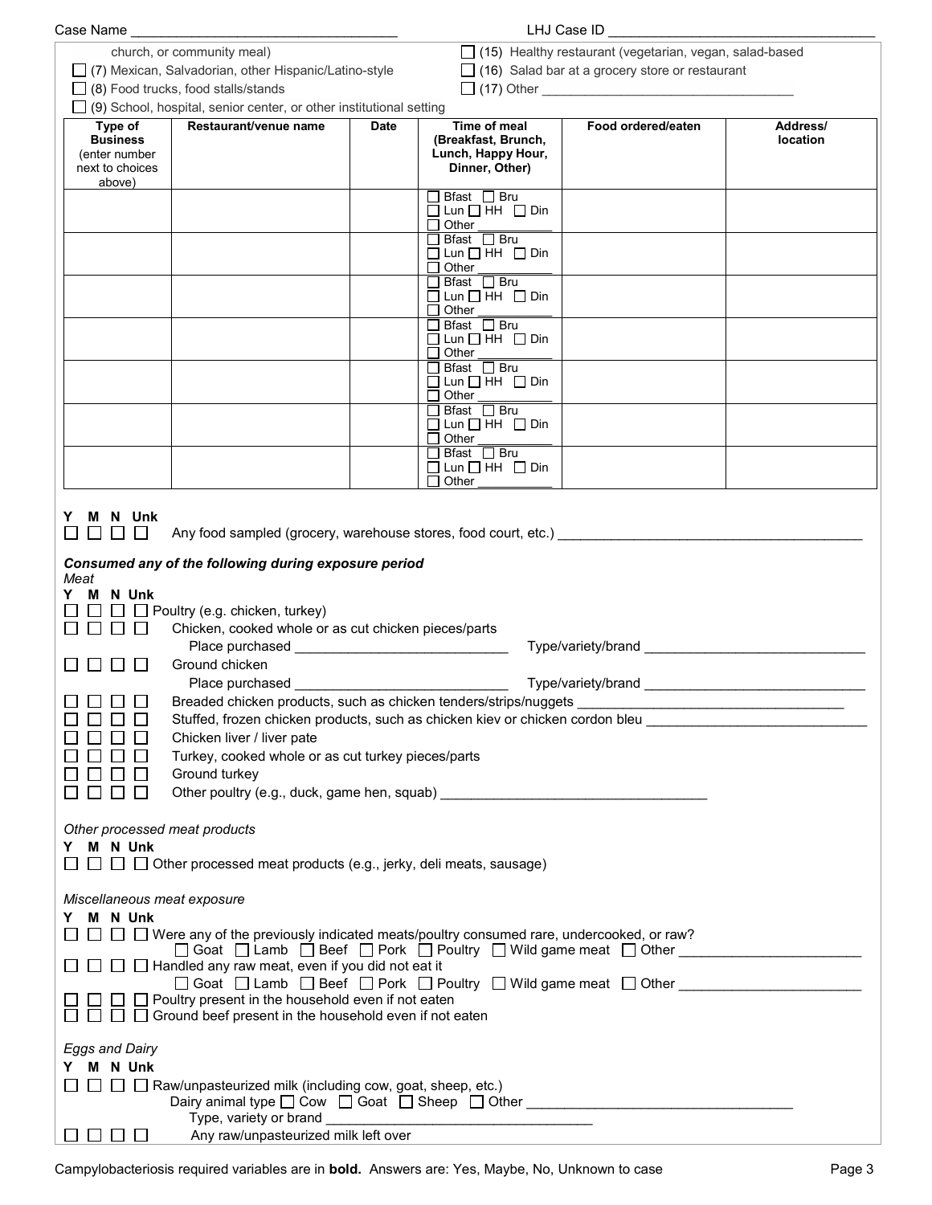Case Name ______________________________ LHJ Case ID ______________________________

church, or community meal)

☐ (7) Mexican, Salvadorian, other Hispanic/Latino-style

☐ (8) Food trucks, food stalls/stands

☐ (9) School, hospital, senior center, or other institutional setting

☐ (15) Healthy restaurant (vegetarian, vegan, salad-based

☐ (16) Salad bar at a grocery store or restaurant

☐ (17) Other ______________________________

| Type of Business (enter number next to choices above) | Restaurant/venue name | Date | Time of meal (Breakfast, Brunch, Lunch, Happy Hour, Dinner, Other) | Food ordered/eaten | Address/ location |
|---|---|---|---|---|---|
| | | | ☐ Bfast ☐ Bru ☐ Lun ☐ HH ☐ Din ☐ Other ____ | | |
| | | | ☐ Bfast ☐ Bru ☐ Lun ☐ HH ☐ Din ☐ Other ____ | | |
| | | | ☐ Bfast ☐ Bru ☐ Lun ☐ HH ☐ Din ☐ Other ____ | | |
| | | | ☐ Bfast ☐ Bru ☐ Lun ☐ HH ☐ Din ☐ Other ____ | | |
| | | | ☐ Bfast ☐ Bru ☐ Lun ☐ HH ☐ Din ☐ Other ____ | | |
| | | | ☐ Bfast ☐ Bru ☐ Lun ☐ HH ☐ Din ☐ Other ____ | | |
| | | | ☐ Bfast ☐ Bru ☐ Lun ☐ HH ☐ Din ☐ Other ____ | | |

Y M N Unk

☐ ☐ ☐ ☐ Any food sampled (grocery, warehouse stores, food court, etc.) ______________________________

***Consumed any of the following during exposure period***

*Meat*

Y M N Unk

☐ ☐ ☐ ☐ Poultry (e.g. chicken, turkey)

☐ ☐ ☐ ☐ Chicken, cooked whole or as cut chicken pieces/parts
Place purchased ______________________ Type/variety/brand ______________________

☐ ☐ ☐ ☐ Ground chicken
Place purchased ______________________ Type/variety/brand ______________________

☐ ☐ ☐ ☐ Breaded chicken products, such as chicken tenders/strips/nuggets ______________________

☐ ☐ ☐ ☐ Stuffed, frozen chicken products, such as chicken kiev or chicken cordon bleu ______________________

☐ ☐ ☐ ☐ Chicken liver / liver pate

☐ ☐ ☐ ☐ Turkey, cooked whole or as cut turkey pieces/parts

☐ ☐ ☐ ☐ Ground turkey

☐ ☐ ☐ ☐ Other poultry (e.g., duck, game hen, squab) ______________________

*Other processed meat products*

Y M N Unk

☐ ☐ ☐ ☐ Other processed meat products (e.g., jerky, deli meats, sausage)

*Miscellaneous meat exposure*

Y M N Unk

☐ ☐ ☐ ☐ Were any of the previously indicated meats/poultry consumed rare, undercooked, or raw?
☐ Goat ☐ Lamb ☐ Beef ☐ Pork ☐ Poultry ☐ Wild game meat ☐ Other ______________________

☐ ☐ ☐ ☐ Handled any raw meat, even if you did not eat it
☐ Goat ☐ Lamb ☐ Beef ☐ Pork ☐ Poultry ☐ Wild game meat ☐ Other ______________________

☐ ☐ ☐ ☐ Poultry present in the household even if not eaten

☐ ☐ ☐ ☐ Ground beef present in the household even if not eaten

*Eggs and Dairy*

Y M N Unk

☐ ☐ ☐ ☐ Raw/unpasteurized milk (including cow, goat, sheep, etc.)
Dairy animal type ☐ Cow ☐ Goat ☐ Sheep ☐ Other ______________________
Type, variety or brand ______________________

☐ ☐ ☐ ☐ Any raw/unpasteurized milk left over

Campylobacteriosis required variables are in **bold.** Answers are: Yes, Maybe, No, Unknown to case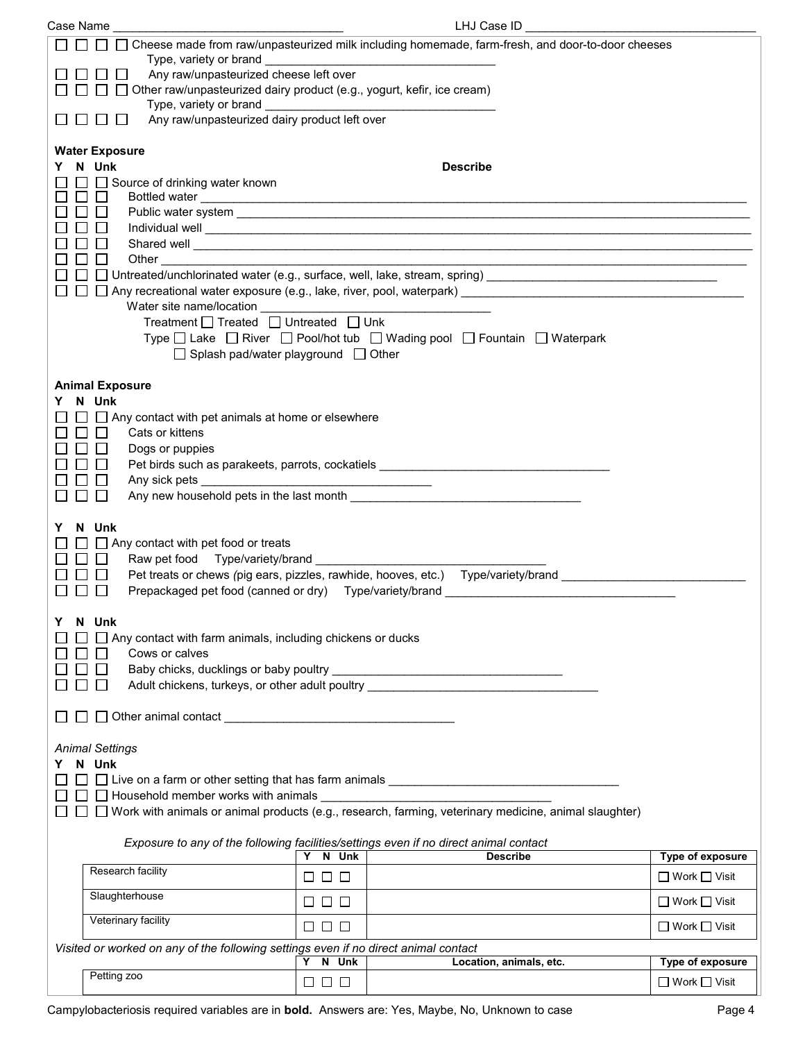Case Name ______________________ LHJ Case ID ______________________

☐ ☐ ☐ ☐ Cheese made from raw/unpasteurized milk including homemade, farm-fresh, and door-to-door cheeses
Type, variety or brand ______________________

☐ ☐ ☐ ☐ Any raw/unpasteurized cheese left over

☐ ☐ ☐ ☐ Other raw/unpasteurized dairy product (e.g., yogurt, kefir, ice cream)
Type, variety or brand ______________________

☐ ☐ ☐ ☐ Any raw/unpasteurized dairy product left over

**Water Exposure**

**Y N Unk** **Describe**

☐ ☐ ☐ Source of drinking water known
☐ ☐ ☐ Bottled water ______________________
☐ ☐ ☐ Public water system ______________________
☐ ☐ ☐ Individual well ______________________
☐ ☐ ☐ Shared well ______________________
☐ ☐ ☐ Other ______________________
☐ ☐ ☐ Untreated/unchlorinated water (e.g., surface, well, lake, stream, spring) ______________________
☐ ☐ ☐ Any recreational water exposure (e.g., lake, river, pool, waterpark) ______________________
Water site name/location ______________________
Treatment ☐ Treated ☐ Untreated ☐ Unk
Type ☐ Lake ☐ River ☐ Pool/hot tub ☐ Wading pool ☐ Fountain ☐ Waterpark
☐ Splash pad/water playground ☐ Other

**Animal Exposure**

**Y N Unk**

☐ ☐ ☐ Any contact with pet animals at home or elsewhere
☐ ☐ ☐ Cats or kittens
☐ ☐ ☐ Dogs or puppies
☐ ☐ ☐ Pet birds such as parakeets, parrots, cockatiels ______________________
☐ ☐ ☐ Any sick pets ______________________
☐ ☐ ☐ Any new household pets in the last month ______________________

**Y N Unk**

☐ ☐ ☐ Any contact with pet food or treats
☐ ☐ ☐ Raw pet food Type/variety/brand ______________________
☐ ☐ ☐ Pet treats or chews (pig ears, pizzles, rawhide, hooves, etc.) Type/variety/brand ______________________
☐ ☐ ☐ Prepackaged pet food (canned or dry) Type/variety/brand ______________________

**Y N Unk**

☐ ☐ ☐ Any contact with farm animals, including chickens or ducks
☐ ☐ ☐ Cows or calves
☐ ☐ ☐ Baby chicks, ducklings or baby poultry ______________________
☐ ☐ ☐ Adult chickens, turkeys, or other adult poultry ______________________

☐ ☐ ☐ Other animal contact ______________________

*Animal Settings*

**Y N Unk**

☐ ☐ ☐ Live on a farm or other setting that has farm animals ______________________
☐ ☐ ☐ Household member works with animals ______________________
☐ ☐ ☐ Work with animals or animal products (e.g., research, farming, veterinary medicine, animal slaughter)

*Exposure to any of the following facilities/settings even if no direct animal contact*

| | Y N Unk | Describe | Type of exposure |
|---|---|---|---|
| Research facility | ☐ ☐ ☐ | | ☐ Work ☐ Visit |
| Slaughterhouse | ☐ ☐ ☐ | | ☐ Work ☐ Visit |
| Veterinary facility | ☐ ☐ ☐ | | ☐ Work ☐ Visit |

*Visited or worked on any of the following settings even if no direct animal contact*

| | Y N Unk | Location, animals, etc. | Type of exposure |
|---|---|---|---|
| Petting zoo | ☐ ☐ ☐ | | ☐ Work ☐ Visit |

Campylobacteriosis required variables are in **bold.** Answers are: Yes, Maybe, No, Unknown to case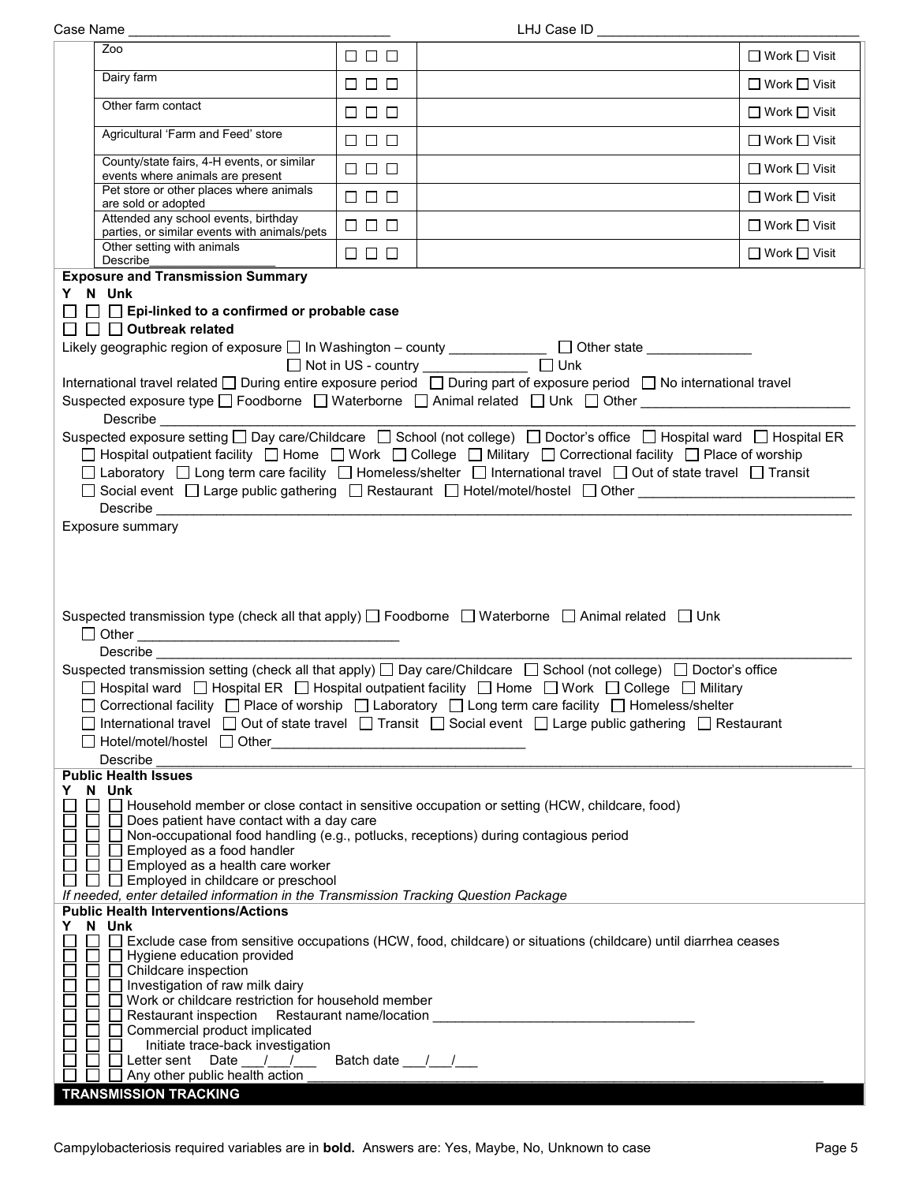Case Name ___________________________________ LHJ Case ID ___________________________________

| | | | |
|---|---|---|---|
| Zoo | ☐ ☐ ☐ | | ☐ Work ☐ Visit |
| Dairy farm | ☐ ☐ ☐ | | ☐ Work ☐ Visit |
| Other farm contact | ☐ ☐ ☐ | | ☐ Work ☐ Visit |
| Agricultural 'Farm and Feed' store | ☐ ☐ ☐ | | ☐ Work ☐ Visit |
| County/state fairs, 4-H events, or similar events where animals are present | ☐ ☐ ☐ | | ☐ Work ☐ Visit |
| Pet store or other places where animals are sold or adopted | ☐ ☐ ☐ | | ☐ Work ☐ Visit |
| Attended any school events, birthday parties, or similar events with animals/pets | ☐ ☐ ☐ | | ☐ Work ☐ Visit |
| Other setting with animals Describe__________________ | ☐ ☐ ☐ | | ☐ Work ☐ Visit |

**Exposure and Transmission Summary**

**Y N Unk**

☐ ☐ ☐ **Epi-linked to a confirmed or probable case**

☐ ☐ ☐ **Outbreak related**

Likely geographic region of exposure ☐ In Washington – county _____________ ☐ Other state ______________
☐ Not in US - country ______________ ☐ Unk

International travel related ☐ During entire exposure period ☐ During part of exposure period ☐ No international travel

Suspected exposure type ☐ Foodborne ☐ Waterborne ☐ Animal related ☐ Unk ☐ Other ____________________________
Describe ________________________________________________________________________________________________

Suspected exposure setting ☐ Day care/Childcare ☐ School (not college) ☐ Doctor's office ☐ Hospital ward ☐ Hospital ER
☐ Hospital outpatient facility ☐ Home ☐ Work ☐ College ☐ Military ☐ Correctional facility ☐ Place of worship
☐ Laboratory ☐ Long term care facility ☐ Homeless/shelter ☐ International travel ☐ Out of state travel ☐ Transit
☐ Social event ☐ Large public gathering ☐ Restaurant ☐ Hotel/motel/hostel ☐ Other ____________________________
Describe ________________________________________________________________________________________________

Exposure summary

Suspected transmission type (check all that apply) ☐ Foodborne ☐ Waterborne ☐ Animal related ☐ Unk
☐ Other ___________________________________
Describe ________________________________________________________________________________________________

Suspected transmission setting (check all that apply) ☐ Day care/Childcare ☐ School (not college) ☐ Doctor's office
☐ Hospital ward ☐ Hospital ER ☐ Hospital outpatient facility ☐ Home ☐ Work ☐ College ☐ Military
☐ Correctional facility ☐ Place of worship ☐ Laboratory ☐ Long term care facility ☐ Homeless/shelter
☐ International travel ☐ Out of state travel ☐ Transit ☐ Social event ☐ Large public gathering ☐ Restaurant
☐ Hotel/motel/hostel ☐ Other_________________________________
Describe ________________________________________________________________________________________________

**Public Health Issues**

**Y N Unk**

☐ ☐ ☐ Household member or close contact in sensitive occupation or setting (HCW, childcare, food)
☐ ☐ ☐ Does patient have contact with a day care
☐ ☐ ☐ Non-occupational food handling (e.g., potlucks, receptions) during contagious period
☐ ☐ ☐ Employed as a food handler
☐ ☐ ☐ Employed as a health care worker
☐ ☐ ☐ Employed in childcare or preschool

*If needed, enter detailed information in the Transmission Tracking Question Package*

**Public Health Interventions/Actions**

**Y N Unk**

☐ ☐ ☐ Exclude case from sensitive occupations (HCW, food, childcare) or situations (childcare) until diarrhea ceases
☐ ☐ ☐ Hygiene education provided
☐ ☐ ☐ Childcare inspection
☐ ☐ ☐ Investigation of raw milk dairy
☐ ☐ ☐ Work or childcare restriction for household member
☐ ☐ ☐ Restaurant inspection Restaurant name/location __________________________________
☐ ☐ ☐ Commercial product implicated
☐ ☐ ☐ Initiate trace-back investigation
☐ ☐ ☐ Letter sent Date ___/___/___ Batch date ___/___/___
☐ ☐ ☐ Any other public health action ______________________________________________________________

**TRANSMISSION TRACKING**

Campylobacteriosis required variables are in **bold**. Answers are: Yes, Maybe, No, Unknown to case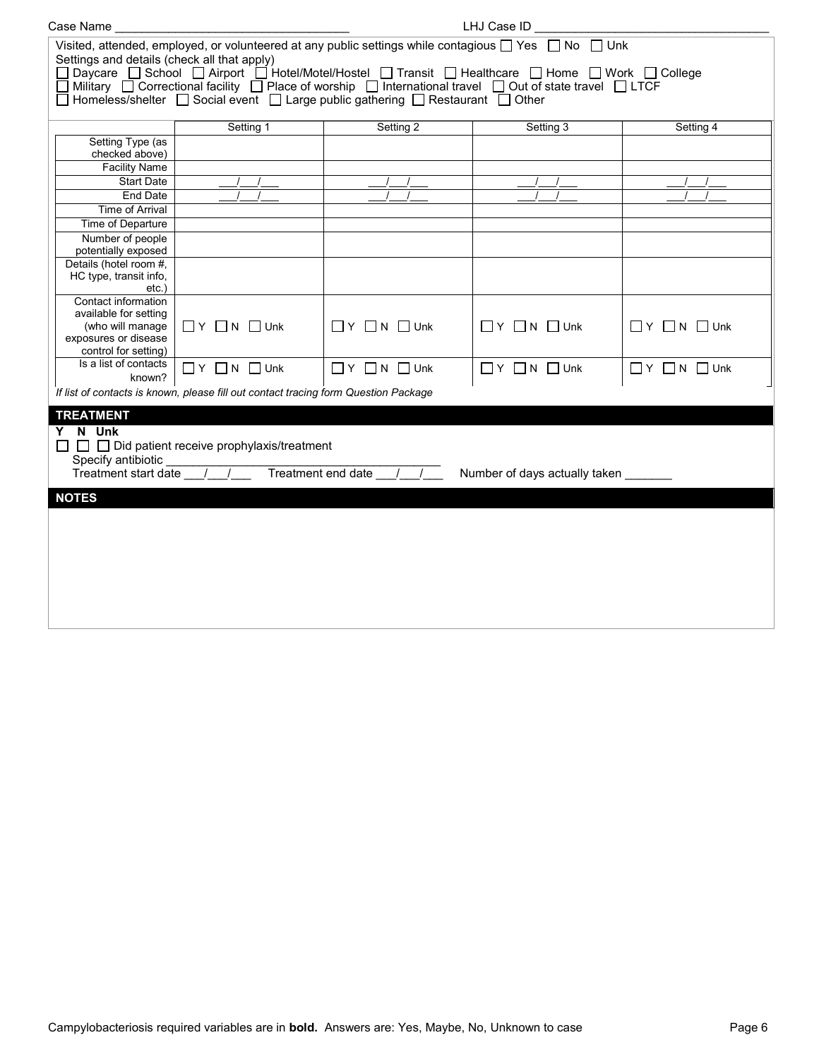Case Name ___________________________________ LHJ Case ID ___________________________________

Visited, attended, employed, or volunteered at any public settings while contagious ☐ Yes ☐ No ☐ Unk

Settings and details (check all that apply)

☐ Daycare ☐ School ☐ Airport ☐ Hotel/Motel/Hostel ☐ Transit ☐ Healthcare ☐ Home ☐ Work ☐ College
☐ Military ☐ Correctional facility ☐ Place of worship ☐ International travel ☐ Out of state travel ☐ LTCF
☐ Homeless/shelter ☐ Social event ☐ Large public gathering ☐ Restaurant ☐ Other

| | Setting 1 | Setting 2 | Setting 3 | Setting 4 |
|---|---|---|---|---|
| Setting Type (as checked above) | | | | |
| Facility Name | | | | |
| Start Date | ___/___/___ | ___/___/___ | ___/___/___ | ___/___/___ |
| End Date | ___/___/___ | ___/___/___ | ___/___/___ | ___/___/___ |
| Time of Arrival | | | | |
| Time of Departure | | | | |
| Number of people potentially exposed | | | | |
| Details (hotel room #, HC type, transit info, etc.) | | | | |
| Contact information available for setting (who will manage exposures or disease control for setting) | ☐ Y ☐ N ☐ Unk | ☐ Y ☐ N ☐ Unk | ☐ Y ☐ N ☐ Unk | ☐ Y ☐ N ☐ Unk |
| Is a list of contacts known? | ☐ Y ☐ N ☐ Unk | ☐ Y ☐ N ☐ Unk | ☐ Y ☐ N ☐ Unk | ☐ Y ☐ N ☐ Unk |

*If list of contacts is known, please fill out contact tracing form Question Package*

## TREATMENT

**Y N Unk**

☐ ☐ ☐ Did patient receive prophylaxis/treatment

Specify antibiotic ___________________________________________

Treatment start date ___/___/___ Treatment end date ___/___/___ Number of days actually taken _______

## NOTES

Campylobacteriosis required variables are in **bold.** Answers are: Yes, Maybe, No, Unknown to case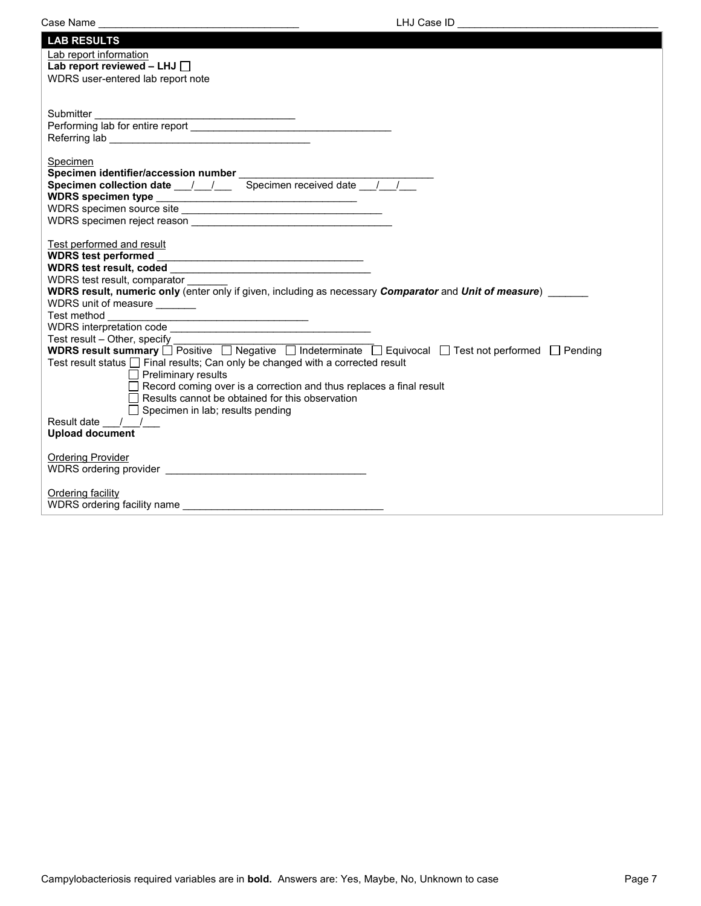Case Name ___________________________________ LHJ Case ID ___________________________________

## LAB RESULTS

Lab report information

**Lab report reviewed – LHJ** ☐

WDRS user-entered lab report note

Submitter ___________________________________

Performing lab for entire report ___________________________________

Referring lab ___________________________________

Specimen

**Specimen identifier/accession number** ___________________________________

**Specimen collection date** ___/___/___ Specimen received date ___/___/___

**WDRS specimen type** ___________________________________

WDRS specimen source site ___________________________________

WDRS specimen reject reason ___________________________________

Test performed and result

**WDRS test performed** ___________________________________

**WDRS test result, coded** ___________________________________

WDRS test result, comparator _______

**WDRS result, numeric only** (enter only if given, including as necessary ***Comparator*** and ***Unit of measure***) _______

WDRS unit of measure _______

Test method ___________________________________

WDRS interpretation code ___________________________________

Test result – Other, specify ___________________________________

**WDRS result summary** ☐ Positive ☐ Negative ☐ Indeterminate ☐ Equivocal ☐ Test not performed ☐ Pending

Test result status
- ☐ Final results; Can only be changed with a corrected result
- ☐ Preliminary results
- ☐ Record coming over is a correction and thus replaces a final result
- ☐ Results cannot be obtained for this observation
- ☐ Specimen in lab; results pending

Result date ___/___/___

**Upload document**

Ordering Provider

WDRS ordering provider ___________________________________

Ordering facility

WDRS ordering facility name ___________________________________

Campylobacteriosis required variables are in **bold.** Answers are: Yes, Maybe, No, Unknown to case